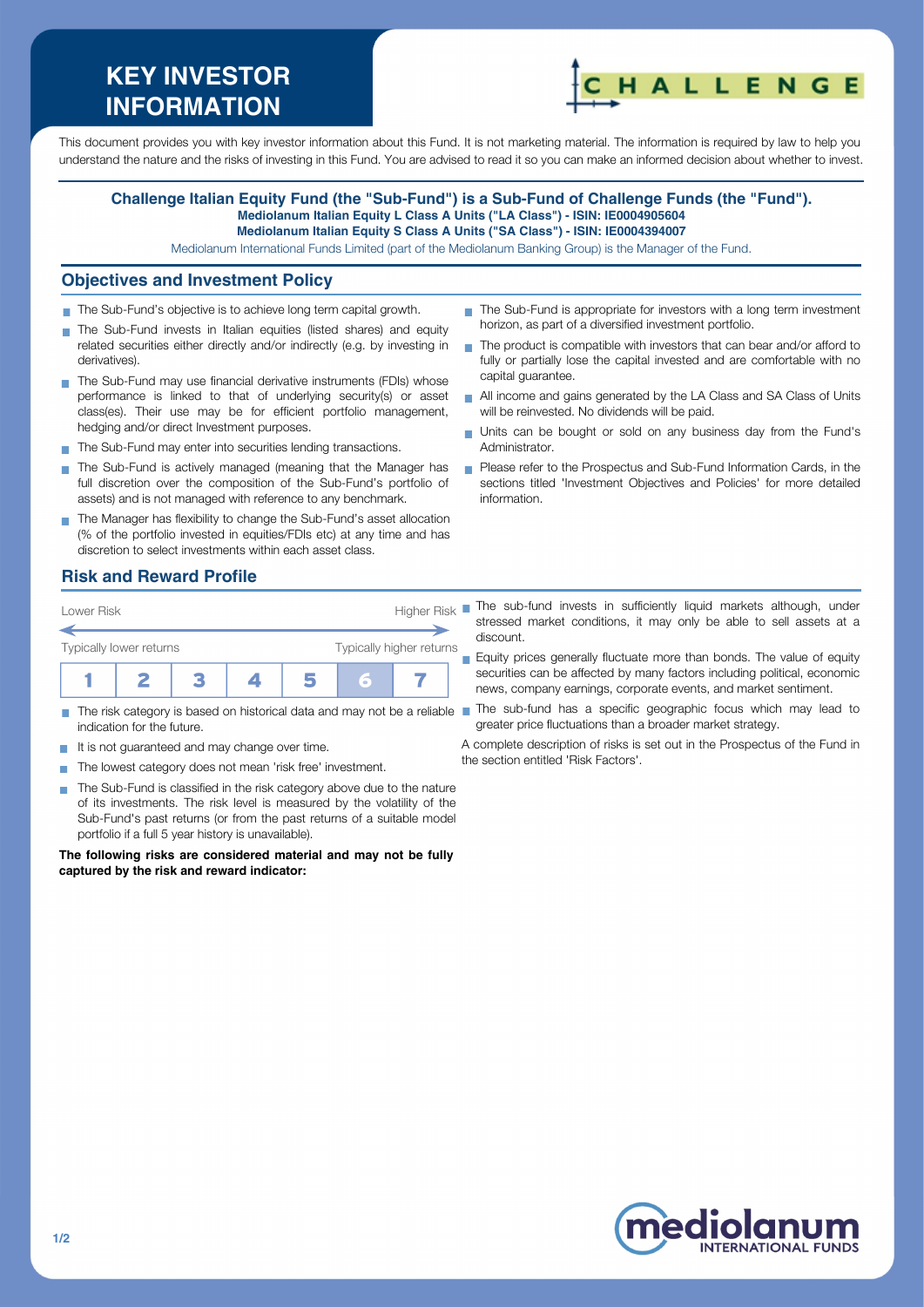# KEY INVESTOR INFORMATION

CHALLENGE

This document provides you with key investor information about this Fund. It is not marketing material. The information is required by law to help you understand the nature and the risks of investing in this Fund. You are advised to read it so you can make an informed decision about whether to invest.

**Challenge Italian Equity Fund (the "Sub-Fund") is a Sub-Fund of Challenge Funds (the "Fund").**
**Mediolanum Italian Equity L Class A Units ("LA Class") - ISIN: IE0004905604**
**Mediolanum Italian Equity S Class A Units ("SA Class") - ISIN: IE0004394007**

Mediolanum International Funds Limited (part of the Mediolanum Banking Group) is the Manager of the Fund.

## Objectives and Investment Policy

- The Sub-Fund's objective is to achieve long term capital growth.
- The Sub-Fund invests in Italian equities (listed shares) and equity related securities either directly and/or indirectly (e.g. by investing in derivatives).
- The Sub-Fund may use financial derivative instruments (FDIs) whose performance is linked to that of underlying security(s) or asset class(es). Their use may be for efficient portfolio management, hedging and/or direct Investment purposes.
- The Sub-Fund may enter into securities lending transactions.
- The Sub-Fund is actively managed (meaning that the Manager has full discretion over the composition of the Sub-Fund's portfolio of assets) and is not managed with reference to any benchmark.
- The Manager has flexibility to change the Sub-Fund's asset allocation (% of the portfolio invested in equities/FDIs etc) at any time and has discretion to select investments within each asset class.
- The Sub-Fund is appropriate for investors with a long term investment horizon, as part of a diversified investment portfolio.
- The product is compatible with investors that can bear and/or afford to fully or partially lose the capital invested and are comfortable with no capital guarantee.
- All income and gains generated by the LA Class and SA Class of Units will be reinvested. No dividends will be paid.
- Units can be bought or sold on any business day from the Fund's Administrator.
- Please refer to the Prospectus and Sub-Fund Information Cards, in the sections titled 'Investment Objectives and Policies' for more detailed information.

## Risk and Reward Profile

Lower Risk — Higher Risk

Typically lower returns — Typically higher returns

| 1 | 2 | 3 | 4 | 5 | **6** | 7 |
|---|---|---|---|---|---|---|

- The risk category is based on historical data and may not be a reliable indication for the future.
- It is not guaranteed and may change over time.
- The lowest category does not mean 'risk free' investment.
- The Sub-Fund is classified in the risk category above due to the nature of its investments. The risk level is measured by the volatility of the Sub-Fund's past returns (or from the past returns of a suitable model portfolio if a full 5 year history is unavailable).

**The following risks are considered material and may not be fully captured by the risk and reward indicator:**

- The sub-fund invests in sufficiently liquid markets although, under stressed market conditions, it may only be able to sell assets at a discount.
- Equity prices generally fluctuate more than bonds. The value of equity securities can be affected by many factors including political, economic news, company earnings, corporate events, and market sentiment.
- The sub-fund has a specific geographic focus which may lead to greater price fluctuations than a broader market strategy.

A complete description of risks is set out in the Prospectus of the Fund in the section entitled 'Risk Factors'.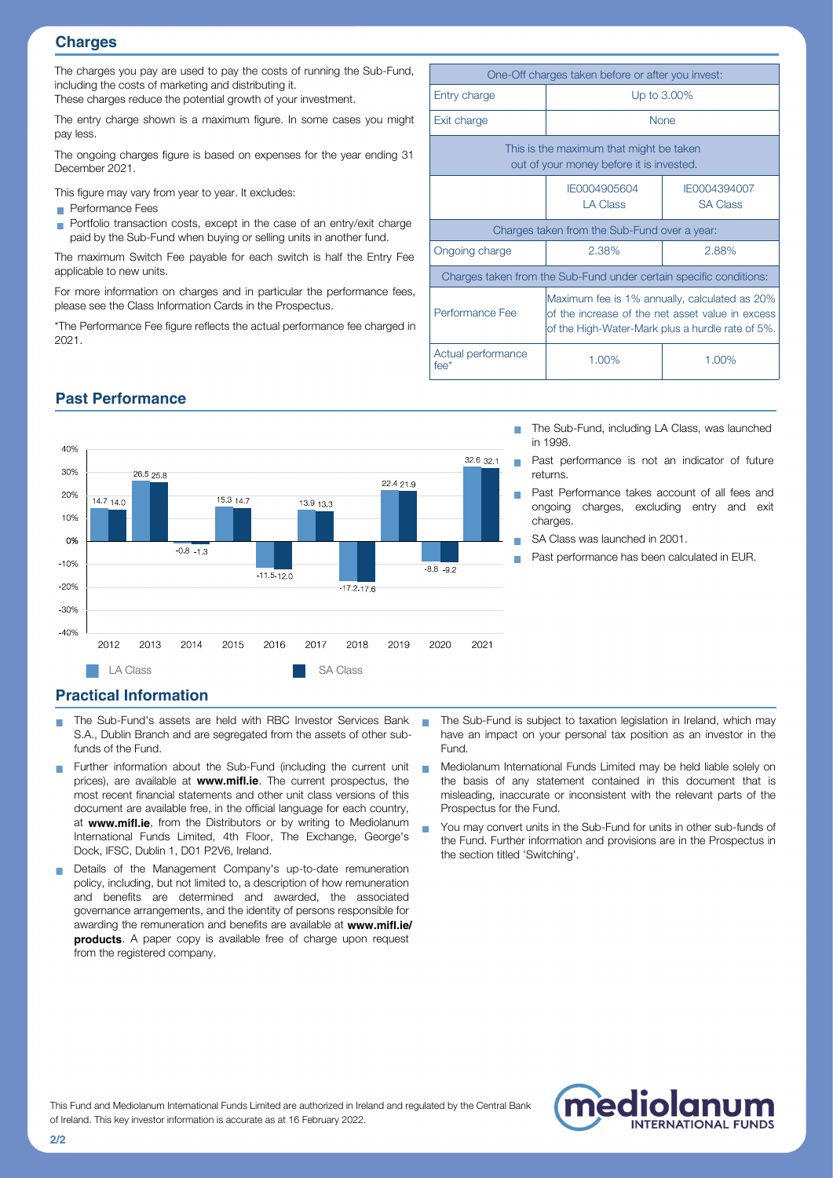## Charges

The charges you pay are used to pay the costs of running the Sub-Fund, including the costs of marketing and distributing it.
These charges reduce the potential growth of your investment.

The entry charge shown is a maximum figure. In some cases you might pay less.

The ongoing charges figure is based on expenses for the year ending 31 December 2021.

This figure may vary from year to year. It excludes:

- Performance Fees
- Portfolio transaction costs, except in the case of an entry/exit charge paid by the Sub-Fund when buying or selling units in another fund.

The maximum Switch Fee payable for each switch is half the Entry Fee applicable to new units.

For more information on charges and in particular the performance fees, please see the Class Information Cards in the Prospectus.

*The Performance Fee figure reflects the actual performance fee charged in 2021.

| One-Off charges taken before or after you invest: | | |
|---|---|---|
| Entry charge | Up to 3.00% | |
| Exit charge | None | |
| This is the maximum that might be taken out of your money before it is invested. | | |
| | IE0004905604 LA Class | IE0004394007 SA Class |
| Charges taken from the Sub-Fund over a year: | | |
| Ongoing charge | 2.38% | 2.88% |
| Charges taken from the Sub-Fund under certain specific conditions: | | |
| Performance Fee | Maximum fee is 1% annually, calculated as 20% of the increase of the net asset value in excess of the High-Water-Mark plus a hurdle rate of 5%. | |
| Actual performance fee* | 1.00% | 1.00% |

## Past Performance

40%
30%
20%
10%
0%
-10%
-20%
-30%
-40%

2012: 14.7 14.0
2013: 26.5 25.8
2014: -0.8 -1.3
2015: 15.3 14.7
2016: -11.5 -12.0
2017: 13.9 13.3
2018: -17.2 -17.6
2019: 22.4 21.9
2020: -8.8 -9.2
2021: 32.6 32.1

LA Class    SA Class

- The Sub-Fund, including LA Class, was launched in 1998.
- Past performance is not an indicator of future returns.
- Past Performance takes account of all fees and ongoing charges, excluding entry and exit charges.
- SA Class was launched in 2001.
- Past performance has been calculated in EUR.

## Practical Information

- The Sub-Fund's assets are held with RBC Investor Services Bank S.A., Dublin Branch and are segregated from the assets of other sub-funds of the Fund.
- Further information about the Sub-Fund (including the current unit prices), are available at **www.mifl.ie**. The current prospectus, the most recent financial statements and other unit class versions of this document are available free, in the official language for each country, at **www.mifl.ie**, from the Distributors or by writing to Mediolanum International Funds Limited, 4th Floor, The Exchange, George's Dock, IFSC, Dublin 1, D01 P2V6, Ireland.
- Details of the Management Company's up-to-date remuneration policy, including, but not limited to, a description of how remuneration and benefits are determined and awarded, the associated governance arrangements, and the identity of persons responsible for awarding the remuneration and benefits are available at **www.mifl.ie/products**. A paper copy is available free of charge upon request from the registered company.
- The Sub-Fund is subject to taxation legislation in Ireland, which may have an impact on your personal tax position as an investor in the Fund.
- Mediolanum International Funds Limited may be held liable solely on the basis of any statement contained in this document that is misleading, inaccurate or inconsistent with the relevant parts of the Prospectus for the Fund.
- You may convert units in the Sub-Fund for units in other sub-funds of the Fund. Further information and provisions are in the Prospectus in the section titled 'Switching'.

This Fund and Mediolanum International Funds Limited are authorized in Ireland and regulated by the Central Bank of Ireland. This key investor information is accurate as at 16 February 2022.